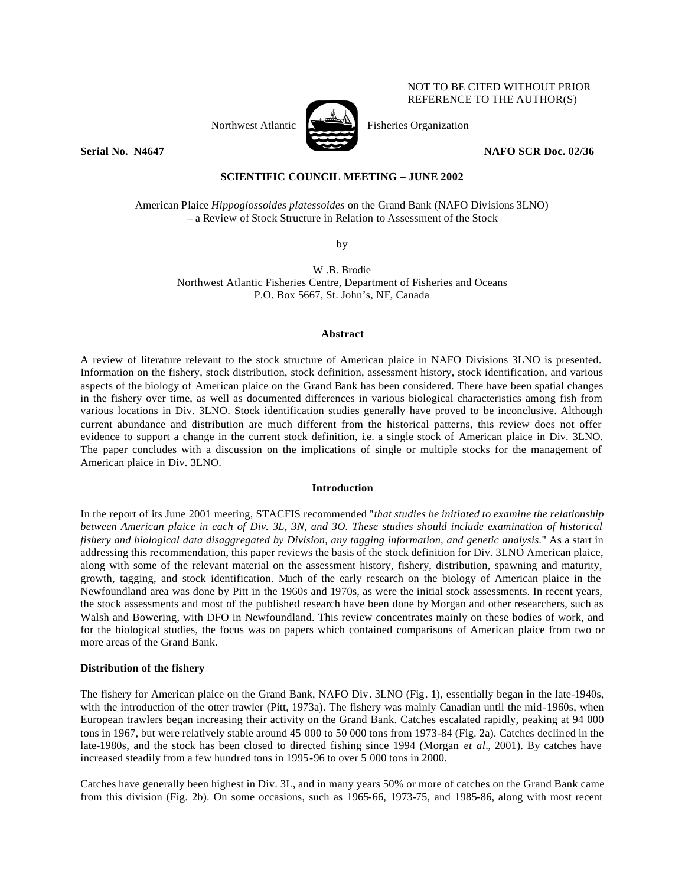NOT TO BE CITED WITHOUT PRIOR REFERENCE TO THE AUTHOR(S)

Northwest Atlantic Fisheries Organization

**Serial No. N4647** **NAFO SCR Doc. 02/36**

**SCIENTIFIC COUNCIL MEETING – JUNE 2002**

American Plaice *Hippoglossoides platessoides* on the Grand Bank (NAFO Divisions 3LNO) – a Review of Stock Structure in Relation to Assessment of the Stock

by

W .B. Brodie
Northwest Atlantic Fisheries Centre, Department of Fisheries and Oceans
P.O. Box 5667, St. John's, NF, Canada

## Abstract

A review of literature relevant to the stock structure of American plaice in NAFO Divisions 3LNO is presented. Information on the fishery, stock distribution, stock definition, assessment history, stock identification, and various aspects of the biology of American plaice on the Grand Bank has been considered. There have been spatial changes in the fishery over time, as well as documented differences in various biological characteristics among fish from various locations in Div. 3LNO. Stock identification studies generally have proved to be inconclusive. Although current abundance and distribution are much different from the historical patterns, this review does not offer evidence to support a change in the current stock definition, i.e. a single stock of American plaice in Div. 3LNO. The paper concludes with a discussion on the implications of single or multiple stocks for the management of American plaice in Div. 3LNO.

## Introduction

In the report of its June 2001 meeting, STACFIS recommended "*that studies be initiated to examine the relationship between American plaice in each of Div. 3L, 3N, and 3O. These studies should include examination of historical fishery and biological data disaggregated by Division, any tagging information, and genetic analysis.*" As a start in addressing this recommendation, this paper reviews the basis of the stock definition for Div. 3LNO American plaice, along with some of the relevant material on the assessment history, fishery, distribution, spawning and maturity, growth, tagging, and stock identification. Much of the early research on the biology of American plaice in the Newfoundland area was done by Pitt in the 1960s and 1970s, as were the initial stock assessments. In recent years, the stock assessments and most of the published research have been done by Morgan and other researchers, such as Walsh and Bowering, with DFO in Newfoundland. This review concentrates mainly on these bodies of work, and for the biological studies, the focus was on papers which contained comparisons of American plaice from two or more areas of the Grand Bank.

### Distribution of the fishery

The fishery for American plaice on the Grand Bank, NAFO Div. 3LNO (Fig. 1), essentially began in the late-1940s, with the introduction of the otter trawler (Pitt, 1973a). The fishery was mainly Canadian until the mid-1960s, when European trawlers began increasing their activity on the Grand Bank. Catches escalated rapidly, peaking at 94 000 tons in 1967, but were relatively stable around 45 000 to 50 000 tons from 1973-84 (Fig. 2a). Catches declined in the late-1980s, and the stock has been closed to directed fishing since 1994 (Morgan *et al*., 2001). By catches have increased steadily from a few hundred tons in 1995-96 to over 5 000 tons in 2000.

Catches have generally been highest in Div. 3L, and in many years 50% or more of catches on the Grand Bank came from this division (Fig. 2b). On some occasions, such as 1965-66, 1973-75, and 1985-86, along with most recent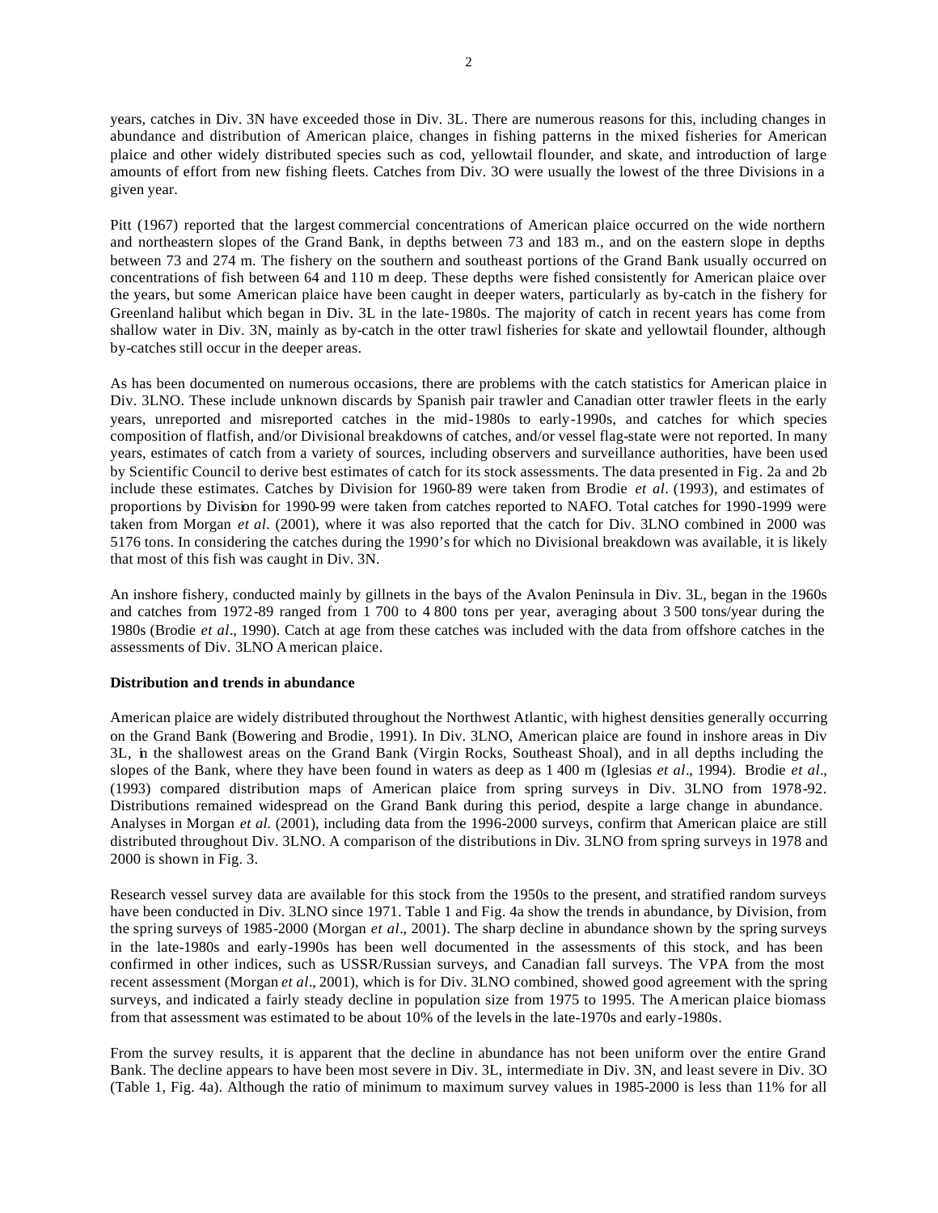years, catches in Div. 3N have exceeded those in Div. 3L. There are numerous reasons for this, including changes in abundance and distribution of American plaice, changes in fishing patterns in the mixed fisheries for American plaice and other widely distributed species such as cod, yellowtail flounder, and skate, and introduction of large amounts of effort from new fishing fleets. Catches from Div. 3O were usually the lowest of the three Divisions in a given year.

Pitt (1967) reported that the largest commercial concentrations of American plaice occurred on the wide northern and northeastern slopes of the Grand Bank, in depths between 73 and 183 m., and on the eastern slope in depths between 73 and 274 m. The fishery on the southern and southeast portions of the Grand Bank usually occurred on concentrations of fish between 64 and 110 m deep. These depths were fished consistently for American plaice over the years, but some American plaice have been caught in deeper waters, particularly as by-catch in the fishery for Greenland halibut which began in Div. 3L in the late-1980s. The majority of catch in recent years has come from shallow water in Div. 3N, mainly as by-catch in the otter trawl fisheries for skate and yellowtail flounder, although by-catches still occur in the deeper areas.

As has been documented on numerous occasions, there are problems with the catch statistics for American plaice in Div. 3LNO. These include unknown discards by Spanish pair trawler and Canadian otter trawler fleets in the early years, unreported and misreported catches in the mid-1980s to early-1990s, and catches for which species composition of flatfish, and/or Divisional breakdowns of catches, and/or vessel flag-state were not reported. In many years, estimates of catch from a variety of sources, including observers and surveillance authorities, have been used by Scientific Council to derive best estimates of catch for its stock assessments. The data presented in Fig. 2a and 2b include these estimates. Catches by Division for 1960-89 were taken from Brodie *et al*. (1993), and estimates of proportions by Division for 1990-99 were taken from catches reported to NAFO. Total catches for 1990-1999 were taken from Morgan *et al*. (2001), where it was also reported that the catch for Div. 3LNO combined in 2000 was 5176 tons. In considering the catches during the 1990's for which no Divisional breakdown was available, it is likely that most of this fish was caught in Div. 3N.

An inshore fishery, conducted mainly by gillnets in the bays of the Avalon Peninsula in Div. 3L, began in the 1960s and catches from 1972-89 ranged from 1 700 to 4 800 tons per year, averaging about 3 500 tons/year during the 1980s (Brodie *et al*., 1990). Catch at age from these catches was included with the data from offshore catches in the assessments of Div. 3LNO American plaice.

**Distribution and trends in abundance**

American plaice are widely distributed throughout the Northwest Atlantic, with highest densities generally occurring on the Grand Bank (Bowering and Brodie, 1991). In Div. 3LNO, American plaice are found in inshore areas in Div 3L, in the shallowest areas on the Grand Bank (Virgin Rocks, Southeast Shoal), and in all depths including the slopes of the Bank, where they have been found in waters as deep as 1 400 m (Iglesias *et al*., 1994). Brodie *et al*., (1993) compared distribution maps of American plaice from spring surveys in Div. 3LNO from 1978-92. Distributions remained widespread on the Grand Bank during this period, despite a large change in abundance. Analyses in Morgan *et al.* (2001), including data from the 1996-2000 surveys, confirm that American plaice are still distributed throughout Div. 3LNO. A comparison of the distributions in Div. 3LNO from spring surveys in 1978 and 2000 is shown in Fig. 3.

Research vessel survey data are available for this stock from the 1950s to the present, and stratified random surveys have been conducted in Div. 3LNO since 1971. Table 1 and Fig. 4a show the trends in abundance, by Division, from the spring surveys of 1985-2000 (Morgan *et al*., 2001). The sharp decline in abundance shown by the spring surveys in the late-1980s and early-1990s has been well documented in the assessments of this stock, and has been confirmed in other indices, such as USSR/Russian surveys, and Canadian fall surveys. The VPA from the most recent assessment (Morgan *et al*., 2001), which is for Div. 3LNO combined, showed good agreement with the spring surveys, and indicated a fairly steady decline in population size from 1975 to 1995. The American plaice biomass from that assessment was estimated to be about 10% of the levels in the late-1970s and early-1980s.

From the survey results, it is apparent that the decline in abundance has not been uniform over the entire Grand Bank. The decline appears to have been most severe in Div. 3L, intermediate in Div. 3N, and least severe in Div. 3O (Table 1, Fig. 4a). Although the ratio of minimum to maximum survey values in 1985-2000 is less than 11% for all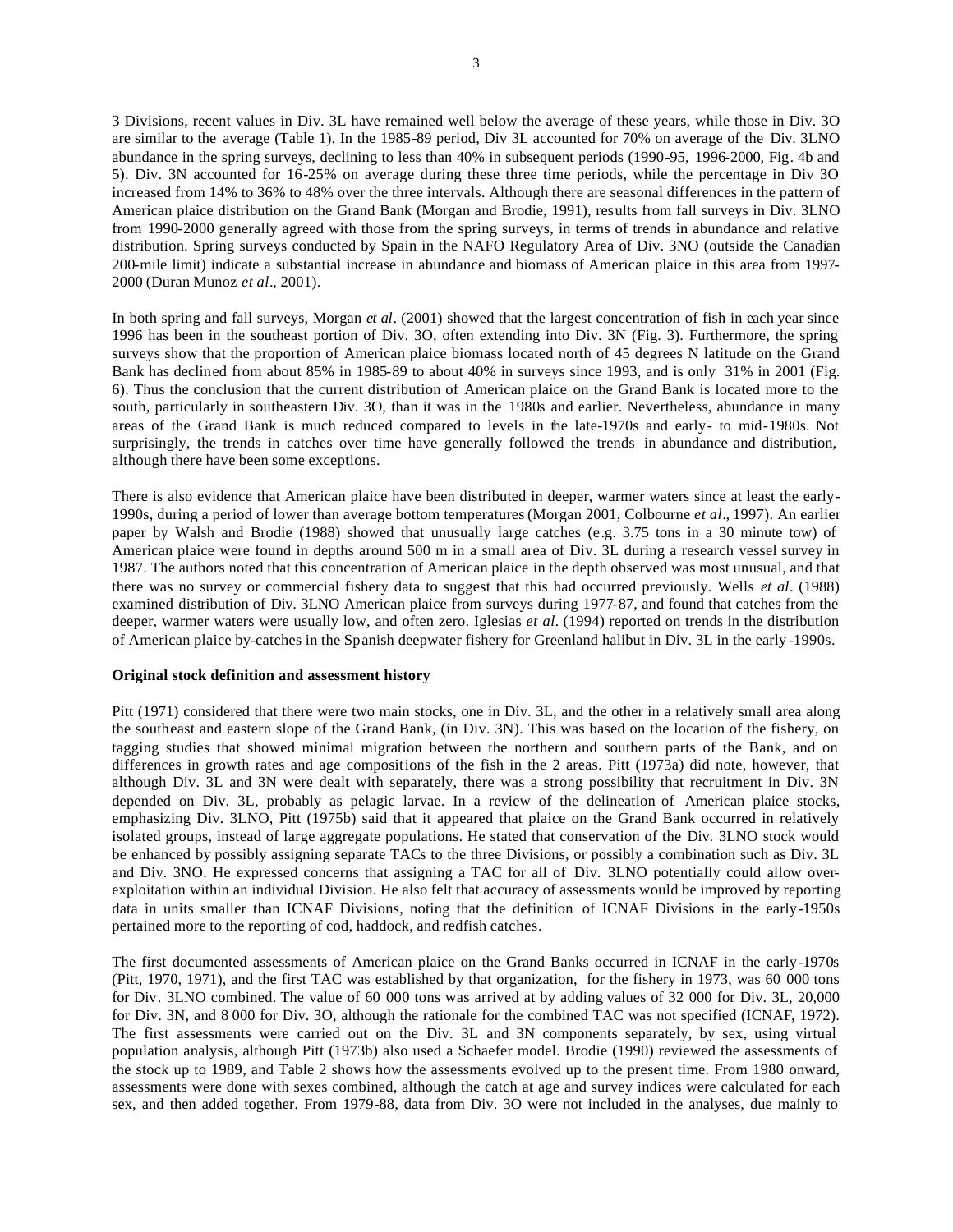3 Divisions, recent values in Div. 3L have remained well below the average of these years, while those in Div. 3O are similar to the average (Table 1). In the 1985-89 period, Div 3L accounted for 70% on average of the Div. 3LNO abundance in the spring surveys, declining to less than 40% in subsequent periods (1990-95, 1996-2000, Fig. 4b and 5). Div. 3N accounted for 16-25% on average during these three time periods, while the percentage in Div 3O increased from 14% to 36% to 48% over the three intervals. Although there are seasonal differences in the pattern of American plaice distribution on the Grand Bank (Morgan and Brodie, 1991), results from fall surveys in Div. 3LNO from 1990-2000 generally agreed with those from the spring surveys, in terms of trends in abundance and relative distribution. Spring surveys conducted by Spain in the NAFO Regulatory Area of Div. 3NO (outside the Canadian 200-mile limit) indicate a substantial increase in abundance and biomass of American plaice in this area from 1997-2000 (Duran Munoz *et al*., 2001).

In both spring and fall surveys, Morgan *et al*. (2001) showed that the largest concentration of fish in each year since 1996 has been in the southeast portion of Div. 3O, often extending into Div. 3N (Fig. 3). Furthermore, the spring surveys show that the proportion of American plaice biomass located north of 45 degrees N latitude on the Grand Bank has declined from about 85% in 1985-89 to about 40% in surveys since 1993, and is only 31% in 2001 (Fig. 6). Thus the conclusion that the current distribution of American plaice on the Grand Bank is located more to the south, particularly in southeastern Div. 3O, than it was in the 1980s and earlier. Nevertheless, abundance in many areas of the Grand Bank is much reduced compared to levels in the late-1970s and early- to mid-1980s. Not surprisingly, the trends in catches over time have generally followed the trends in abundance and distribution, although there have been some exceptions.

There is also evidence that American plaice have been distributed in deeper, warmer waters since at least the early-1990s, during a period of lower than average bottom temperatures (Morgan 2001, Colbourne *et al*., 1997). An earlier paper by Walsh and Brodie (1988) showed that unusually large catches (e.g. 3.75 tons in a 30 minute tow) of American plaice were found in depths around 500 m in a small area of Div. 3L during a research vessel survey in 1987. The authors noted that this concentration of American plaice in the depth observed was most unusual, and that there was no survey or commercial fishery data to suggest that this had occurred previously. Wells *et al*. (1988) examined distribution of Div. 3LNO American plaice from surveys during 1977-87, and found that catches from the deeper, warmer waters were usually low, and often zero. Iglesias *et al*. (1994) reported on trends in the distribution of American plaice by-catches in the Spanish deepwater fishery for Greenland halibut in Div. 3L in the early-1990s.

**Original stock definition and assessment history**

Pitt (1971) considered that there were two main stocks, one in Div. 3L, and the other in a relatively small area along the southeast and eastern slope of the Grand Bank, (in Div. 3N). This was based on the location of the fishery, on tagging studies that showed minimal migration between the northern and southern parts of the Bank, and on differences in growth rates and age compositions of the fish in the 2 areas. Pitt (1973a) did note, however, that although Div. 3L and 3N were dealt with separately, there was a strong possibility that recruitment in Div. 3N depended on Div. 3L, probably as pelagic larvae. In a review of the delineation of American plaice stocks, emphasizing Div. 3LNO, Pitt (1975b) said that it appeared that plaice on the Grand Bank occurred in relatively isolated groups, instead of large aggregate populations. He stated that conservation of the Div. 3LNO stock would be enhanced by possibly assigning separate TACs to the three Divisions, or possibly a combination such as Div. 3L and Div. 3NO. He expressed concerns that assigning a TAC for all of Div. 3LNO potentially could allow over-exploitation within an individual Division. He also felt that accuracy of assessments would be improved by reporting data in units smaller than ICNAF Divisions, noting that the definition of ICNAF Divisions in the early-1950s pertained more to the reporting of cod, haddock, and redfish catches.

The first documented assessments of American plaice on the Grand Banks occurred in ICNAF in the early-1970s (Pitt, 1970, 1971), and the first TAC was established by that organization, for the fishery in 1973, was 60 000 tons for Div. 3LNO combined. The value of 60 000 tons was arrived at by adding values of 32 000 for Div. 3L, 20,000 for Div. 3N, and 8 000 for Div. 3O, although the rationale for the combined TAC was not specified (ICNAF, 1972). The first assessments were carried out on the Div. 3L and 3N components separately, by sex, using virtual population analysis, although Pitt (1973b) also used a Schaefer model. Brodie (1990) reviewed the assessments of the stock up to 1989, and Table 2 shows how the assessments evolved up to the present time. From 1980 onward, assessments were done with sexes combined, although the catch at age and survey indices were calculated for each sex, and then added together. From 1979-88, data from Div. 3O were not included in the analyses, due mainly to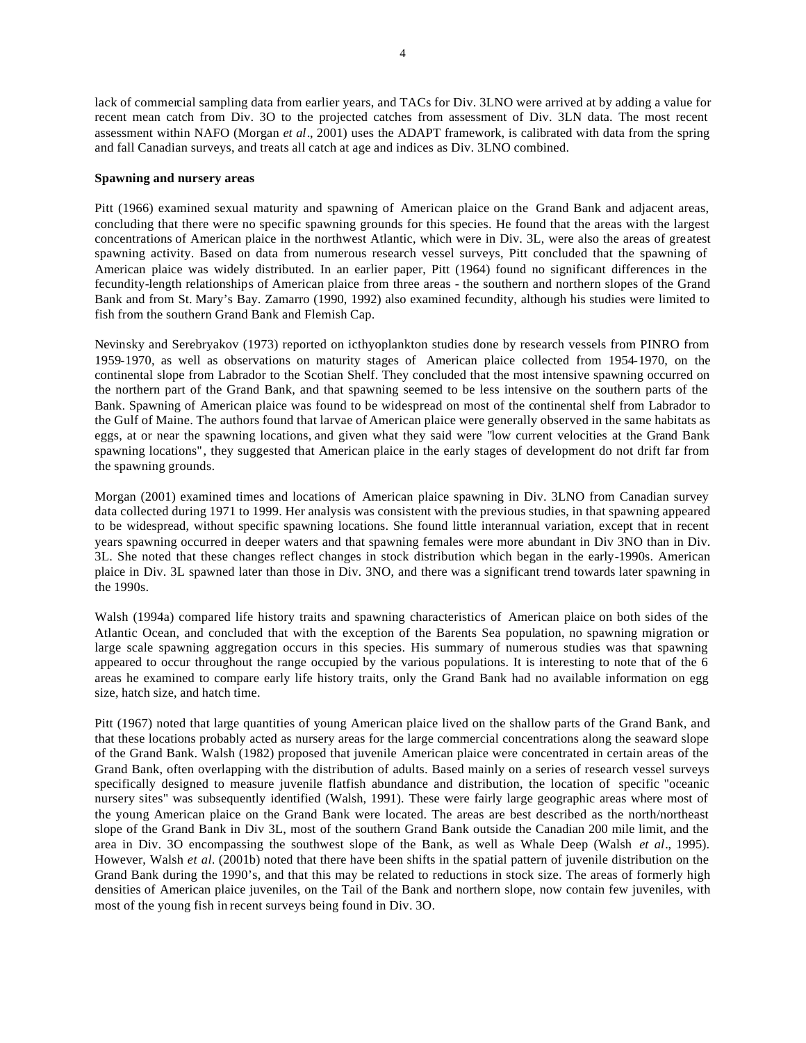lack of commercial sampling data from earlier years, and TACs for Div. 3LNO were arrived at by adding a value for recent mean catch from Div. 3O to the projected catches from assessment of Div. 3LN data. The most recent assessment within NAFO (Morgan *et al*., 2001) uses the ADAPT framework, is calibrated with data from the spring and fall Canadian surveys, and treats all catch at age and indices as Div. 3LNO combined.

**Spawning and nursery areas**

Pitt (1966) examined sexual maturity and spawning of American plaice on the Grand Bank and adjacent areas, concluding that there were no specific spawning grounds for this species. He found that the areas with the largest concentrations of American plaice in the northwest Atlantic, which were in Div. 3L, were also the areas of greatest spawning activity. Based on data from numerous research vessel surveys, Pitt concluded that the spawning of American plaice was widely distributed. In an earlier paper, Pitt (1964) found no significant differences in the fecundity-length relationships of American plaice from three areas - the southern and northern slopes of the Grand Bank and from St. Mary's Bay. Zamarro (1990, 1992) also examined fecundity, although his studies were limited to fish from the southern Grand Bank and Flemish Cap.

Nevinsky and Serebryakov (1973) reported on icthyoplankton studies done by research vessels from PINRO from 1959-1970, as well as observations on maturity stages of American plaice collected from 1954-1970, on the continental slope from Labrador to the Scotian Shelf. They concluded that the most intensive spawning occurred on the northern part of the Grand Bank, and that spawning seemed to be less intensive on the southern parts of the Bank. Spawning of American plaice was found to be widespread on most of the continental shelf from Labrador to the Gulf of Maine. The authors found that larvae of American plaice were generally observed in the same habitats as eggs, at or near the spawning locations, and given what they said were "low current velocities at the Grand Bank spawning locations", they suggested that American plaice in the early stages of development do not drift far from the spawning grounds.

Morgan (2001) examined times and locations of American plaice spawning in Div. 3LNO from Canadian survey data collected during 1971 to 1999. Her analysis was consistent with the previous studies, in that spawning appeared to be widespread, without specific spawning locations. She found little interannual variation, except that in recent years spawning occurred in deeper waters and that spawning females were more abundant in Div 3NO than in Div. 3L. She noted that these changes reflect changes in stock distribution which began in the early-1990s. American plaice in Div. 3L spawned later than those in Div. 3NO, and there was a significant trend towards later spawning in the 1990s.

Walsh (1994a) compared life history traits and spawning characteristics of American plaice on both sides of the Atlantic Ocean, and concluded that with the exception of the Barents Sea population, no spawning migration or large scale spawning aggregation occurs in this species. His summary of numerous studies was that spawning appeared to occur throughout the range occupied by the various populations. It is interesting to note that of the 6 areas he examined to compare early life history traits, only the Grand Bank had no available information on egg size, hatch size, and hatch time.

Pitt (1967) noted that large quantities of young American plaice lived on the shallow parts of the Grand Bank, and that these locations probably acted as nursery areas for the large commercial concentrations along the seaward slope of the Grand Bank. Walsh (1982) proposed that juvenile American plaice were concentrated in certain areas of the Grand Bank, often overlapping with the distribution of adults. Based mainly on a series of research vessel surveys specifically designed to measure juvenile flatfish abundance and distribution, the location of specific "oceanic nursery sites" was subsequently identified (Walsh, 1991). These were fairly large geographic areas where most of the young American plaice on the Grand Bank were located. The areas are best described as the north/northeast slope of the Grand Bank in Div 3L, most of the southern Grand Bank outside the Canadian 200 mile limit, and the area in Div. 3O encompassing the southwest slope of the Bank, as well as Whale Deep (Walsh *et al*., 1995). However, Walsh *et al*. (2001b) noted that there have been shifts in the spatial pattern of juvenile distribution on the Grand Bank during the 1990's, and that this may be related to reductions in stock size. The areas of formerly high densities of American plaice juveniles, on the Tail of the Bank and northern slope, now contain few juveniles, with most of the young fish in recent surveys being found in Div. 3O.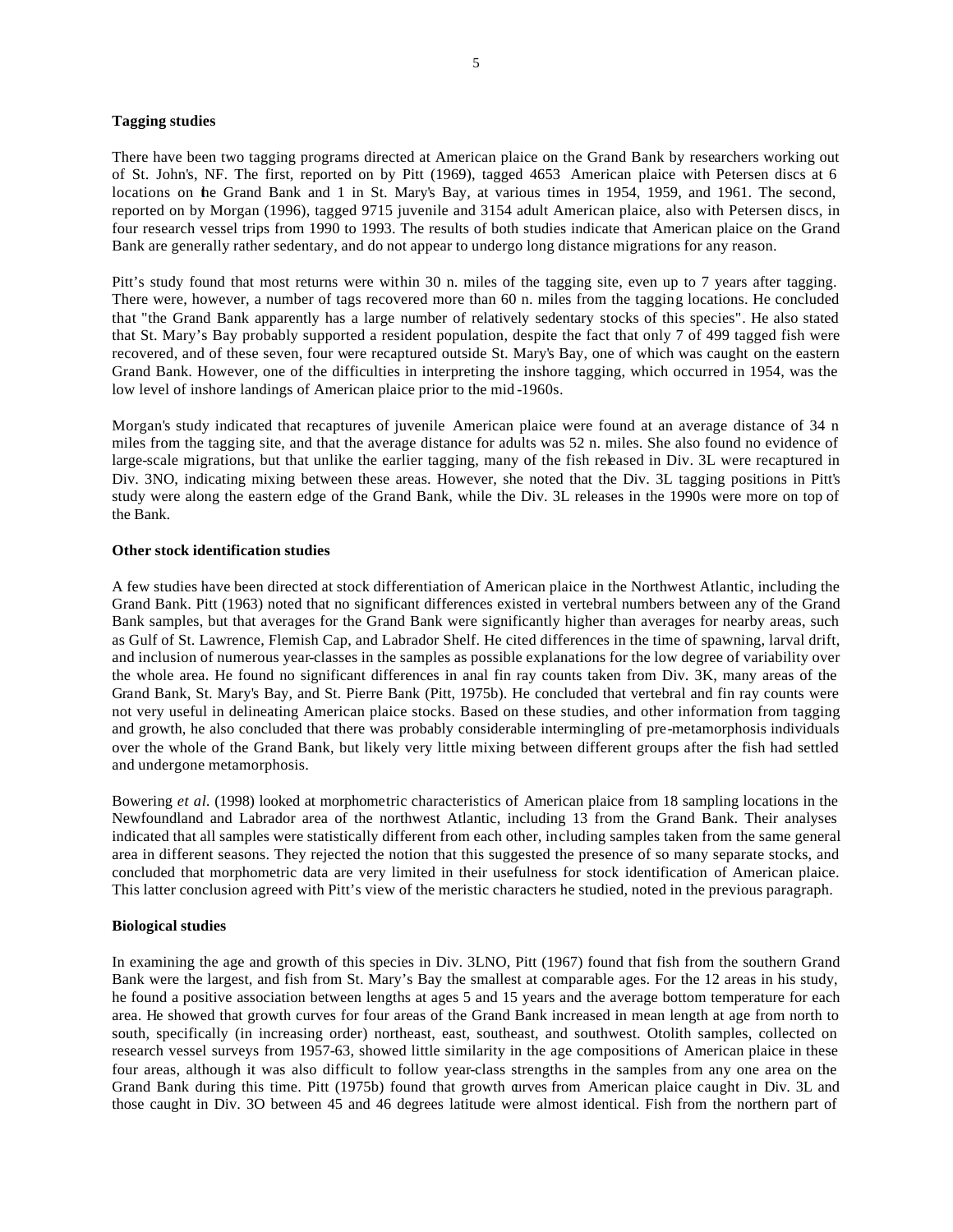**Tagging studies**

There have been two tagging programs directed at American plaice on the Grand Bank by researchers working out of St. John's, NF. The first, reported on by Pitt (1969), tagged 4653 American plaice with Petersen discs at 6 locations on the Grand Bank and 1 in St. Mary's Bay, at various times in 1954, 1959, and 1961. The second, reported on by Morgan (1996), tagged 9715 juvenile and 3154 adult American plaice, also with Petersen discs, in four research vessel trips from 1990 to 1993. The results of both studies indicate that American plaice on the Grand Bank are generally rather sedentary, and do not appear to undergo long distance migrations for any reason.

Pitt's study found that most returns were within 30 n. miles of the tagging site, even up to 7 years after tagging. There were, however, a number of tags recovered more than 60 n. miles from the tagging locations. He concluded that "the Grand Bank apparently has a large number of relatively sedentary stocks of this species". He also stated that St. Mary's Bay probably supported a resident population, despite the fact that only 7 of 499 tagged fish were recovered, and of these seven, four were recaptured outside St. Mary's Bay, one of which was caught on the eastern Grand Bank. However, one of the difficulties in interpreting the inshore tagging, which occurred in 1954, was the low level of inshore landings of American plaice prior to the mid-1960s.

Morgan's study indicated that recaptures of juvenile American plaice were found at an average distance of 34 n miles from the tagging site, and that the average distance for adults was 52 n. miles. She also found no evidence of large-scale migrations, but that unlike the earlier tagging, many of the fish released in Div. 3L were recaptured in Div. 3NO, indicating mixing between these areas. However, she noted that the Div. 3L tagging positions in Pitt's study were along the eastern edge of the Grand Bank, while the Div. 3L releases in the 1990s were more on top of the Bank.

**Other stock identification studies**

A few studies have been directed at stock differentiation of American plaice in the Northwest Atlantic, including the Grand Bank. Pitt (1963) noted that no significant differences existed in vertebral numbers between any of the Grand Bank samples, but that averages for the Grand Bank were significantly higher than averages for nearby areas, such as Gulf of St. Lawrence, Flemish Cap, and Labrador Shelf. He cited differences in the time of spawning, larval drift, and inclusion of numerous year-classes in the samples as possible explanations for the low degree of variability over the whole area. He found no significant differences in anal fin ray counts taken from Div. 3K, many areas of the Grand Bank, St. Mary's Bay, and St. Pierre Bank (Pitt, 1975b). He concluded that vertebral and fin ray counts were not very useful in delineating American plaice stocks. Based on these studies, and other information from tagging and growth, he also concluded that there was probably considerable intermingling of pre-metamorphosis individuals over the whole of the Grand Bank, but likely very little mixing between different groups after the fish had settled and undergone metamorphosis.

Bowering *et al.* (1998) looked at morphometric characteristics of American plaice from 18 sampling locations in the Newfoundland and Labrador area of the northwest Atlantic, including 13 from the Grand Bank. Their analyses indicated that all samples were statistically different from each other, including samples taken from the same general area in different seasons. They rejected the notion that this suggested the presence of so many separate stocks, and concluded that morphometric data are very limited in their usefulness for stock identification of American plaice. This latter conclusion agreed with Pitt's view of the meristic characters he studied, noted in the previous paragraph.

**Biological studies**

In examining the age and growth of this species in Div. 3LNO, Pitt (1967) found that fish from the southern Grand Bank were the largest, and fish from St. Mary's Bay the smallest at comparable ages. For the 12 areas in his study, he found a positive association between lengths at ages 5 and 15 years and the average bottom temperature for each area. He showed that growth curves for four areas of the Grand Bank increased in mean length at age from north to south, specifically (in increasing order) northeast, east, southeast, and southwest. Otolith samples, collected on research vessel surveys from 1957-63, showed little similarity in the age compositions of American plaice in these four areas, although it was also difficult to follow year-class strengths in the samples from any one area on the Grand Bank during this time. Pitt (1975b) found that growth curves from American plaice caught in Div. 3L and those caught in Div. 3O between 45 and 46 degrees latitude were almost identical. Fish from the northern part of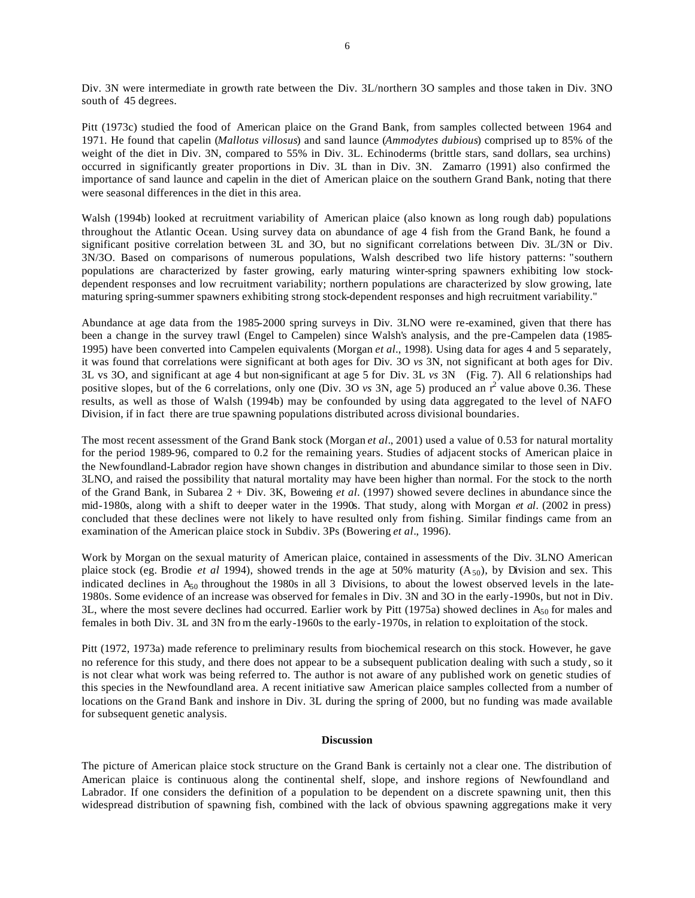Div. 3N were intermediate in growth rate between the Div. 3L/northern 3O samples and those taken in Div. 3NO south of 45 degrees.

Pitt (1973c) studied the food of American plaice on the Grand Bank, from samples collected between 1964 and 1971. He found that capelin (*Mallotus villosus*) and sand launce (*Ammodytes dubious*) comprised up to 85% of the weight of the diet in Div. 3N, compared to 55% in Div. 3L. Echinoderms (brittle stars, sand dollars, sea urchins) occurred in significantly greater proportions in Div. 3L than in Div. 3N. Zamarro (1991) also confirmed the importance of sand launce and capelin in the diet of American plaice on the southern Grand Bank, noting that there were seasonal differences in the diet in this area.

Walsh (1994b) looked at recruitment variability of American plaice (also known as long rough dab) populations throughout the Atlantic Ocean. Using survey data on abundance of age 4 fish from the Grand Bank, he found a significant positive correlation between 3L and 3O, but no significant correlations between Div. 3L/3N or Div. 3N/3O. Based on comparisons of numerous populations, Walsh described two life history patterns: "southern populations are characterized by faster growing, early maturing winter-spring spawners exhibiting low stock-dependent responses and low recruitment variability; northern populations are characterized by slow growing, late maturing spring-summer spawners exhibiting strong stock-dependent responses and high recruitment variability."

Abundance at age data from the 1985-2000 spring surveys in Div. 3LNO were re-examined, given that there has been a change in the survey trawl (Engel to Campelen) since Walsh's analysis, and the pre-Campelen data (1985-1995) have been converted into Campelen equivalents (Morgan *et al*., 1998). Using data for ages 4 and 5 separately, it was found that correlations were significant at both ages for Div. 3O *vs* 3N, not significant at both ages for Div. 3L vs 3O, and significant at age 4 but non-significant at age 5 for Div. 3L *vs* 3N (Fig. 7). All 6 relationships had positive slopes, but of the 6 correlations, only one (Div. 3O *vs* 3N, age 5) produced an $r^2$ value above 0.36. These results, as well as those of Walsh (1994b) may be confounded by using data aggregated to the level of NAFO Division, if in fact there are true spawning populations distributed across divisional boundaries.

The most recent assessment of the Grand Bank stock (Morgan *et al*., 2001) used a value of 0.53 for natural mortality for the period 1989-96, compared to 0.2 for the remaining years. Studies of adjacent stocks of American plaice in the Newfoundland-Labrador region have shown changes in distribution and abundance similar to those seen in Div. 3LNO, and raised the possibility that natural mortality may have been higher than normal. For the stock to the north of the Grand Bank, in Subarea 2 + Div. 3K, Bowering *et al*. (1997) showed severe declines in abundance since the mid-1980s, along with a shift to deeper water in the 1990s. That study, along with Morgan *et al*. (2002 in press) concluded that these declines were not likely to have resulted only from fishing. Similar findings came from an examination of the American plaice stock in Subdiv. 3Ps (Bowering *et al*., 1996).

Work by Morgan on the sexual maturity of American plaice, contained in assessments of the Div. 3LNO American plaice stock (eg. Brodie *et al* 1994), showed trends in the age at 50% maturity ($A_{50}$), by Division and sex. This indicated declines in $A_{50}$ throughout the 1980s in all 3 Divisions, to about the lowest observed levels in the late-1980s. Some evidence of an increase was observed for females in Div. 3N and 3O in the early-1990s, but not in Div. 3L, where the most severe declines had occurred. Earlier work by Pitt (1975a) showed declines in $A_{50}$ for males and females in both Div. 3L and 3N from the early-1960s to the early-1970s, in relation to exploitation of the stock.

Pitt (1972, 1973a) made reference to preliminary results from biochemical research on this stock. However, he gave no reference for this study, and there does not appear to be a subsequent publication dealing with such a study, so it is not clear what work was being referred to. The author is not aware of any published work on genetic studies of this species in the Newfoundland area. A recent initiative saw American plaice samples collected from a number of locations on the Grand Bank and inshore in Div. 3L during the spring of 2000, but no funding was made available for subsequent genetic analysis.

## Discussion

The picture of American plaice stock structure on the Grand Bank is certainly not a clear one. The distribution of American plaice is continuous along the continental shelf, slope, and inshore regions of Newfoundland and Labrador. If one considers the definition of a population to be dependent on a discrete spawning unit, then this widespread distribution of spawning fish, combined with the lack of obvious spawning aggregations make it very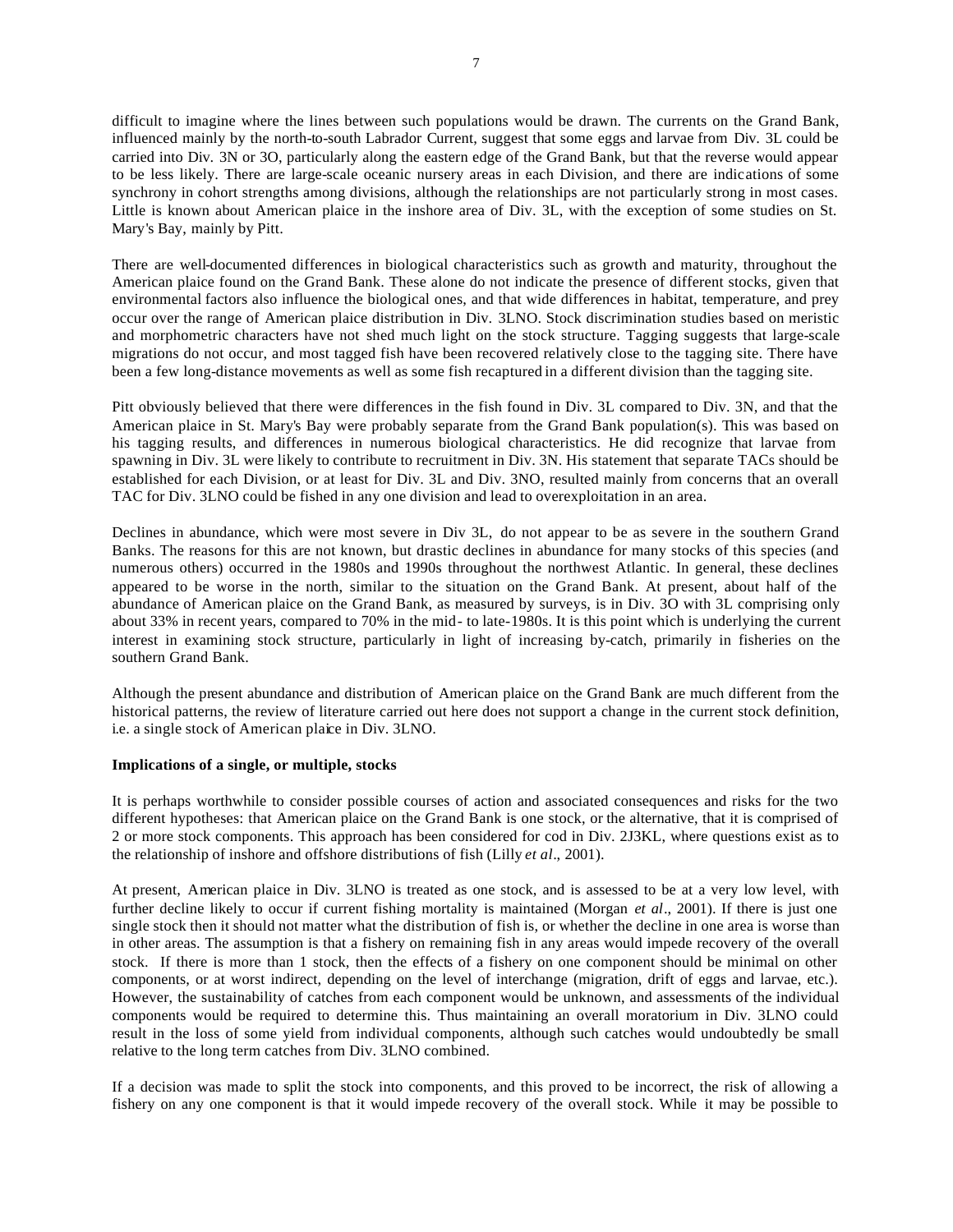difficult to imagine where the lines between such populations would be drawn. The currents on the Grand Bank, influenced mainly by the north-to-south Labrador Current, suggest that some eggs and larvae from Div. 3L could be carried into Div. 3N or 3O, particularly along the eastern edge of the Grand Bank, but that the reverse would appear to be less likely. There are large-scale oceanic nursery areas in each Division, and there are indications of some synchrony in cohort strengths among divisions, although the relationships are not particularly strong in most cases. Little is known about American plaice in the inshore area of Div. 3L, with the exception of some studies on St. Mary's Bay, mainly by Pitt.

There are well-documented differences in biological characteristics such as growth and maturity, throughout the American plaice found on the Grand Bank. These alone do not indicate the presence of different stocks, given that environmental factors also influence the biological ones, and that wide differences in habitat, temperature, and prey occur over the range of American plaice distribution in Div. 3LNO. Stock discrimination studies based on meristic and morphometric characters have not shed much light on the stock structure. Tagging suggests that large-scale migrations do not occur, and most tagged fish have been recovered relatively close to the tagging site. There have been a few long-distance movements as well as some fish recaptured in a different division than the tagging site.

Pitt obviously believed that there were differences in the fish found in Div. 3L compared to Div. 3N, and that the American plaice in St. Mary's Bay were probably separate from the Grand Bank population(s). This was based on his tagging results, and differences in numerous biological characteristics. He did recognize that larvae from spawning in Div. 3L were likely to contribute to recruitment in Div. 3N. His statement that separate TACs should be established for each Division, or at least for Div. 3L and Div. 3NO, resulted mainly from concerns that an overall TAC for Div. 3LNO could be fished in any one division and lead to overexploitation in an area.

Declines in abundance, which were most severe in Div 3L, do not appear to be as severe in the southern Grand Banks. The reasons for this are not known, but drastic declines in abundance for many stocks of this species (and numerous others) occurred in the 1980s and 1990s throughout the northwest Atlantic. In general, these declines appeared to be worse in the north, similar to the situation on the Grand Bank. At present, about half of the abundance of American plaice on the Grand Bank, as measured by surveys, is in Div. 3O with 3L comprising only about 33% in recent years, compared to 70% in the mid- to late-1980s. It is this point which is underlying the current interest in examining stock structure, particularly in light of increasing by-catch, primarily in fisheries on the southern Grand Bank.

Although the present abundance and distribution of American plaice on the Grand Bank are much different from the historical patterns, the review of literature carried out here does not support a change in the current stock definition, i.e. a single stock of American plaice in Div. 3LNO.

**Implications of a single, or multiple, stocks**

It is perhaps worthwhile to consider possible courses of action and associated consequences and risks for the two different hypotheses: that American plaice on the Grand Bank is one stock, or the alternative, that it is comprised of 2 or more stock components. This approach has been considered for cod in Div. 2J3KL, where questions exist as to the relationship of inshore and offshore distributions of fish (Lilly *et al*., 2001).

At present, American plaice in Div. 3LNO is treated as one stock, and is assessed to be at a very low level, with further decline likely to occur if current fishing mortality is maintained (Morgan *et al*., 2001). If there is just one single stock then it should not matter what the distribution of fish is, or whether the decline in one area is worse than in other areas. The assumption is that a fishery on remaining fish in any areas would impede recovery of the overall stock. If there is more than 1 stock, then the effects of a fishery on one component should be minimal on other components, or at worst indirect, depending on the level of interchange (migration, drift of eggs and larvae, etc.). However, the sustainability of catches from each component would be unknown, and assessments of the individual components would be required to determine this. Thus maintaining an overall moratorium in Div. 3LNO could result in the loss of some yield from individual components, although such catches would undoubtedly be small relative to the long term catches from Div. 3LNO combined.

If a decision was made to split the stock into components, and this proved to be incorrect, the risk of allowing a fishery on any one component is that it would impede recovery of the overall stock. While it may be possible to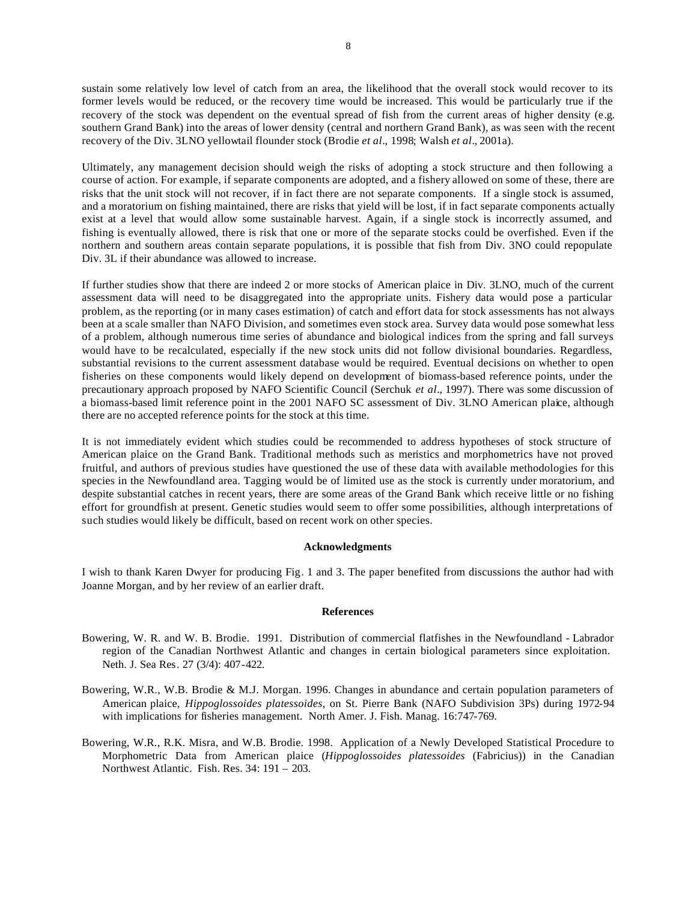sustain some relatively low level of catch from an area, the likelihood that the overall stock would recover to its former levels would be reduced, or the recovery time would be increased. This would be particularly true if the recovery of the stock was dependent on the eventual spread of fish from the current areas of higher density (e.g. southern Grand Bank) into the areas of lower density (central and northern Grand Bank), as was seen with the recent recovery of the Div. 3LNO yellowtail flounder stock (Brodie *et al*., 1998; Walsh *et al*., 2001a).

Ultimately, any management decision should weigh the risks of adopting a stock structure and then following a course of action. For example, if separate components are adopted, and a fishery allowed on some of these, there are risks that the unit stock will not recover, if in fact there are not separate components. If a single stock is assumed, and a moratorium on fishing maintained, there are risks that yield will be lost, if in fact separate components actually exist at a level that would allow some sustainable harvest. Again, if a single stock is incorrectly assumed, and fishing is eventually allowed, there is risk that one or more of the separate stocks could be overfished. Even if the northern and southern areas contain separate populations, it is possible that fish from Div. 3NO could repopulate Div. 3L if their abundance was allowed to increase.

If further studies show that there are indeed 2 or more stocks of American plaice in Div. 3LNO, much of the current assessment data will need to be disaggregated into the appropriate units. Fishery data would pose a particular problem, as the reporting (or in many cases estimation) of catch and effort data for stock assessments has not always been at a scale smaller than NAFO Division, and sometimes even stock area. Survey data would pose somewhat less of a problem, although numerous time series of abundance and biological indices from the spring and fall surveys would have to be recalculated, especially if the new stock units did not follow divisional boundaries. Regardless, substantial revisions to the current assessment database would be required. Eventual decisions on whether to open fisheries on these components would likely depend on development of biomass-based reference points, under the precautionary approach proposed by NAFO Scientific Council (Serchuk *et al*., 1997). There was some discussion of a biomass-based limit reference point in the 2001 NAFO SC assessment of Div. 3LNO American plaice, although there are no accepted reference points for the stock at this time.

It is not immediately evident which studies could be recommended to address hypotheses of stock structure of American plaice on the Grand Bank. Traditional methods such as meristics and morphometrics have not proved fruitful, and authors of previous studies have questioned the use of these data with available methodologies for this species in the Newfoundland area. Tagging would be of limited use as the stock is currently under moratorium, and despite substantial catches in recent years, there are some areas of the Grand Bank which receive little or no fishing effort for groundfish at present. Genetic studies would seem to offer some possibilities, although interpretations of such studies would likely be difficult, based on recent work on other species.

## Acknowledgments

I wish to thank Karen Dwyer for producing Fig. 1 and 3. The paper benefited from discussions the author had with Joanne Morgan, and by her review of an earlier draft.

## References

Bowering, W. R. and W. B. Brodie. 1991. Distribution of commercial flatfishes in the Newfoundland - Labrador region of the Canadian Northwest Atlantic and changes in certain biological parameters since exploitation. Neth. J. Sea Res. 27 (3/4): 407-422.

Bowering, W.R., W.B. Brodie & M.J. Morgan. 1996. Changes in abundance and certain population parameters of American plaice, *Hippoglossoides platessoides*, on St. Pierre Bank (NAFO Subdivision 3Ps) during 1972-94 with implications for fisheries management. North Amer. J. Fish. Manag. 16:747-769.

Bowering, W.R., R.K. Misra, and W.B. Brodie. 1998. Application of a Newly Developed Statistical Procedure to Morphometric Data from American plaice (*Hippoglossoides platessoides* (Fabricius)) in the Canadian Northwest Atlantic. Fish. Res. 34: 191 – 203.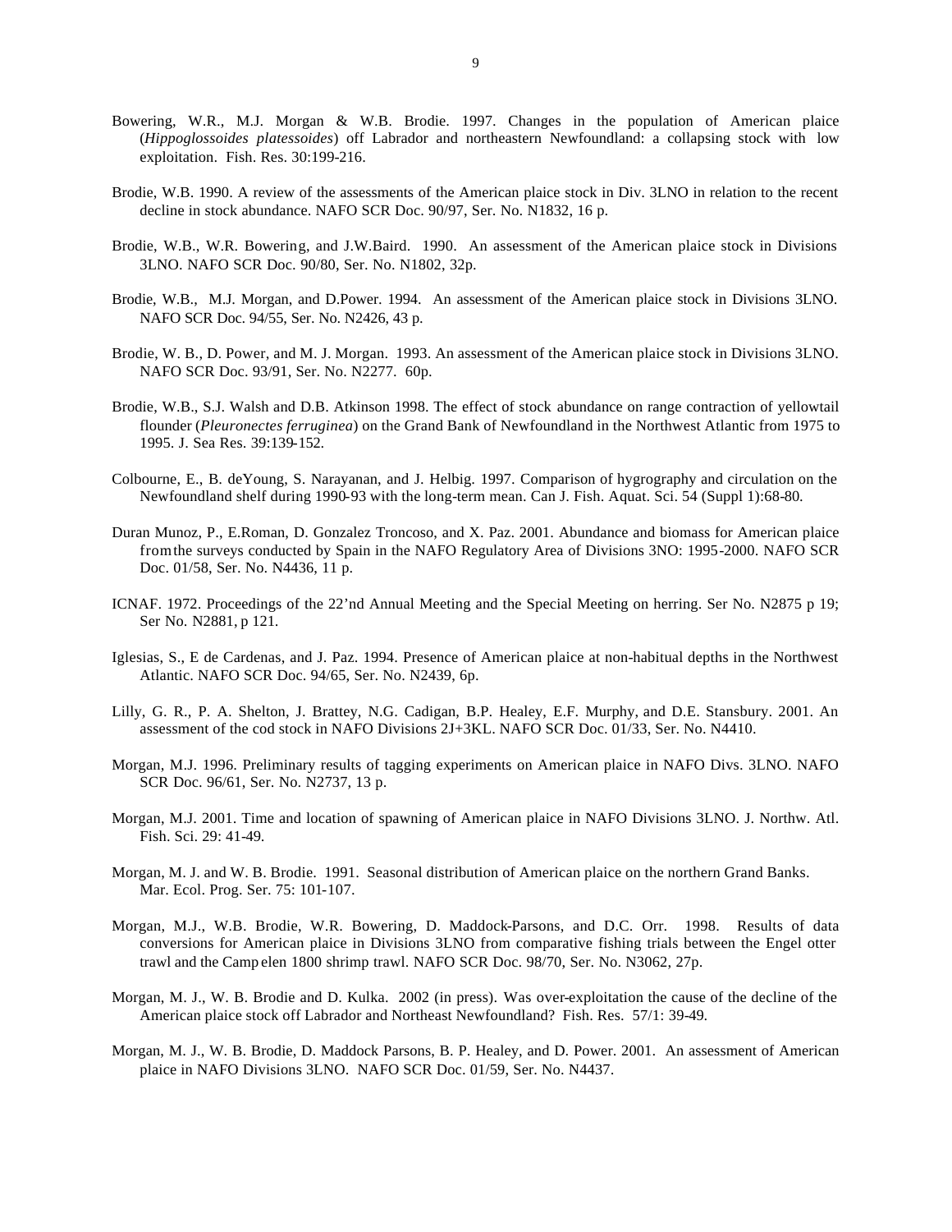Bowering, W.R., M.J. Morgan & W.B. Brodie. 1997. Changes in the population of American plaice (*Hippoglossoides platessoides*) off Labrador and northeastern Newfoundland: a collapsing stock with low exploitation. Fish. Res. 30:199-216.

Brodie, W.B. 1990. A review of the assessments of the American plaice stock in Div. 3LNO in relation to the recent decline in stock abundance. NAFO SCR Doc. 90/97, Ser. No. N1832, 16 p.

Brodie, W.B., W.R. Bowering, and J.W.Baird. 1990. An assessment of the American plaice stock in Divisions 3LNO. NAFO SCR Doc. 90/80, Ser. No. N1802, 32p.

Brodie, W.B., M.J. Morgan, and D.Power. 1994. An assessment of the American plaice stock in Divisions 3LNO. NAFO SCR Doc. 94/55, Ser. No. N2426, 43 p.

Brodie, W. B., D. Power, and M. J. Morgan. 1993. An assessment of the American plaice stock in Divisions 3LNO. NAFO SCR Doc. 93/91, Ser. No. N2277. 60p.

Brodie, W.B., S.J. Walsh and D.B. Atkinson 1998. The effect of stock abundance on range contraction of yellowtail flounder (*Pleuronectes ferruginea*) on the Grand Bank of Newfoundland in the Northwest Atlantic from 1975 to 1995. J. Sea Res. 39:139-152.

Colbourne, E., B. deYoung, S. Narayanan, and J. Helbig. 1997. Comparison of hygrography and circulation on the Newfoundland shelf during 1990-93 with the long-term mean. Can J. Fish. Aquat. Sci. 54 (Suppl 1):68-80.

Duran Munoz, P., E.Roman, D. Gonzalez Troncoso, and X. Paz. 2001. Abundance and biomass for American plaice from the surveys conducted by Spain in the NAFO Regulatory Area of Divisions 3NO: 1995-2000. NAFO SCR Doc. 01/58, Ser. No. N4436, 11 p.

ICNAF. 1972. Proceedings of the 22'nd Annual Meeting and the Special Meeting on herring. Ser No. N2875 p 19; Ser No. N2881, p 121.

Iglesias, S., E de Cardenas, and J. Paz. 1994. Presence of American plaice at non-habitual depths in the Northwest Atlantic. NAFO SCR Doc. 94/65, Ser. No. N2439, 6p.

Lilly, G. R., P. A. Shelton, J. Brattey, N.G. Cadigan, B.P. Healey, E.F. Murphy, and D.E. Stansbury. 2001. An assessment of the cod stock in NAFO Divisions 2J+3KL. NAFO SCR Doc. 01/33, Ser. No. N4410.

Morgan, M.J. 1996. Preliminary results of tagging experiments on American plaice in NAFO Divs. 3LNO. NAFO SCR Doc. 96/61, Ser. No. N2737, 13 p.

Morgan, M.J. 2001. Time and location of spawning of American plaice in NAFO Divisions 3LNO. J. Northw. Atl. Fish. Sci. 29: 41-49.

Morgan, M. J. and W. B. Brodie. 1991. Seasonal distribution of American plaice on the northern Grand Banks. Mar. Ecol. Prog. Ser. 75: 101-107.

Morgan, M.J., W.B. Brodie, W.R. Bowering, D. Maddock-Parsons, and D.C. Orr. 1998. Results of data conversions for American plaice in Divisions 3LNO from comparative fishing trials between the Engel otter trawl and the Campelen 1800 shrimp trawl. NAFO SCR Doc. 98/70, Ser. No. N3062, 27p.

Morgan, M. J., W. B. Brodie and D. Kulka. 2002 (in press). Was over-exploitation the cause of the decline of the American plaice stock off Labrador and Northeast Newfoundland? Fish. Res. 57/1: 39-49.

Morgan, M. J., W. B. Brodie, D. Maddock Parsons, B. P. Healey, and D. Power. 2001. An assessment of American plaice in NAFO Divisions 3LNO. NAFO SCR Doc. 01/59, Ser. No. N4437.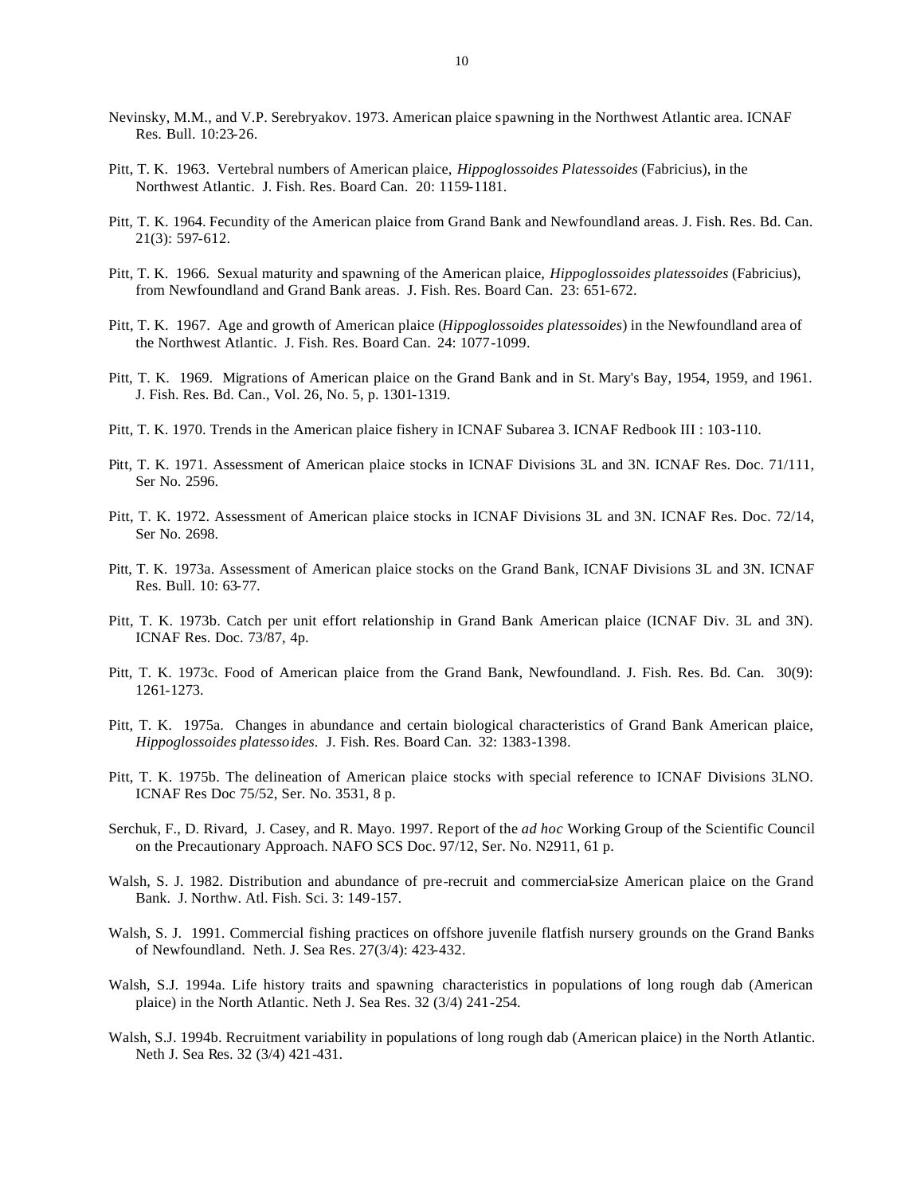Nevinsky, M.M., and V.P. Serebryakov. 1973. American plaice spawning in the Northwest Atlantic area. ICNAF Res. Bull. 10:23-26.

Pitt, T. K. 1963. Vertebral numbers of American plaice, *Hippoglossoides Platessoides* (Fabricius), in the Northwest Atlantic. J. Fish. Res. Board Can. 20: 1159-1181.

Pitt, T. K. 1964. Fecundity of the American plaice from Grand Bank and Newfoundland areas. J. Fish. Res. Bd. Can. 21(3): 597-612.

Pitt, T. K. 1966. Sexual maturity and spawning of the American plaice, *Hippoglossoides platessoides* (Fabricius), from Newfoundland and Grand Bank areas. J. Fish. Res. Board Can. 23: 651-672.

Pitt, T. K. 1967. Age and growth of American plaice (*Hippoglossoides platessoides*) in the Newfoundland area of the Northwest Atlantic. J. Fish. Res. Board Can. 24: 1077-1099.

Pitt, T. K. 1969. Migrations of American plaice on the Grand Bank and in St. Mary's Bay, 1954, 1959, and 1961. J. Fish. Res. Bd. Can., Vol. 26, No. 5, p. 1301-1319.

Pitt, T. K. 1970. Trends in the American plaice fishery in ICNAF Subarea 3. ICNAF Redbook III : 103-110.

Pitt, T. K. 1971. Assessment of American plaice stocks in ICNAF Divisions 3L and 3N. ICNAF Res. Doc. 71/111, Ser No. 2596.

Pitt, T. K. 1972. Assessment of American plaice stocks in ICNAF Divisions 3L and 3N. ICNAF Res. Doc. 72/14, Ser No. 2698.

Pitt, T. K. 1973a. Assessment of American plaice stocks on the Grand Bank, ICNAF Divisions 3L and 3N. ICNAF Res. Bull. 10: 63-77.

Pitt, T. K. 1973b. Catch per unit effort relationship in Grand Bank American plaice (ICNAF Div. 3L and 3N). ICNAF Res. Doc. 73/87, 4p.

Pitt, T. K. 1973c. Food of American plaice from the Grand Bank, Newfoundland. J. Fish. Res. Bd. Can. 30(9): 1261-1273.

Pitt, T. K. 1975a. Changes in abundance and certain biological characteristics of Grand Bank American plaice, *Hippoglossoides platessoides*. J. Fish. Res. Board Can. 32: 1383-1398.

Pitt, T. K. 1975b. The delineation of American plaice stocks with special reference to ICNAF Divisions 3LNO. ICNAF Res Doc 75/52, Ser. No. 3531, 8 p.

Serchuk, F., D. Rivard, J. Casey, and R. Mayo. 1997. Report of the *ad hoc* Working Group of the Scientific Council on the Precautionary Approach. NAFO SCS Doc. 97/12, Ser. No. N2911, 61 p.

Walsh, S. J. 1982. Distribution and abundance of pre-recruit and commercial-size American plaice on the Grand Bank. J. Northw. Atl. Fish. Sci. 3: 149-157.

Walsh, S. J. 1991. Commercial fishing practices on offshore juvenile flatfish nursery grounds on the Grand Banks of Newfoundland. Neth. J. Sea Res. 27(3/4): 423-432.

Walsh, S.J. 1994a. Life history traits and spawning characteristics in populations of long rough dab (American plaice) in the North Atlantic. Neth J. Sea Res. 32 (3/4) 241-254.

Walsh, S.J. 1994b. Recruitment variability in populations of long rough dab (American plaice) in the North Atlantic. Neth J. Sea Res. 32 (3/4) 421-431.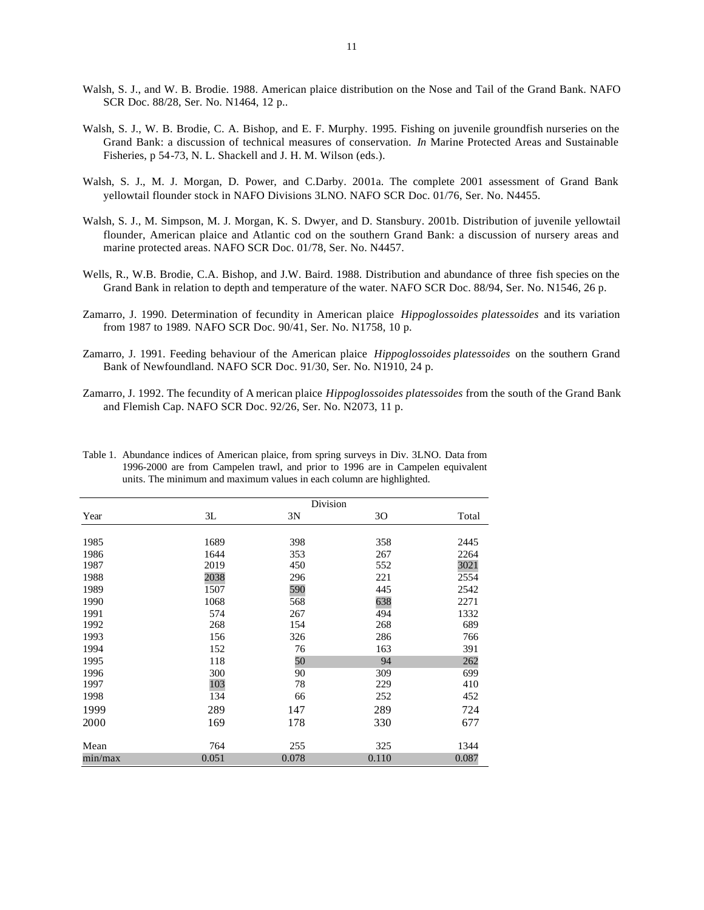Walsh, S. J., and W. B. Brodie. 1988. American plaice distribution on the Nose and Tail of the Grand Bank. NAFO SCR Doc. 88/28, Ser. No. N1464, 12 p..

Walsh, S. J., W. B. Brodie, C. A. Bishop, and E. F. Murphy. 1995. Fishing on juvenile groundfish nurseries on the Grand Bank: a discussion of technical measures of conservation. *In* Marine Protected Areas and Sustainable Fisheries, p 54-73, N. L. Shackell and J. H. M. Wilson (eds.).

Walsh, S. J., M. J. Morgan, D. Power, and C.Darby. 2001a. The complete 2001 assessment of Grand Bank yellowtail flounder stock in NAFO Divisions 3LNO. NAFO SCR Doc. 01/76, Ser. No. N4455.

Walsh, S. J., M. Simpson, M. J. Morgan, K. S. Dwyer, and D. Stansbury. 2001b. Distribution of juvenile yellowtail flounder, American plaice and Atlantic cod on the southern Grand Bank: a discussion of nursery areas and marine protected areas. NAFO SCR Doc. 01/78, Ser. No. N4457.

Wells, R., W.B. Brodie, C.A. Bishop, and J.W. Baird. 1988. Distribution and abundance of three fish species on the Grand Bank in relation to depth and temperature of the water. NAFO SCR Doc. 88/94, Ser. No. N1546, 26 p.

Zamarro, J. 1990. Determination of fecundity in American plaice *Hippoglossoides platessoides* and its variation from 1987 to 1989. NAFO SCR Doc. 90/41, Ser. No. N1758, 10 p.

Zamarro, J. 1991. Feeding behaviour of the American plaice *Hippoglossoides platessoides* on the southern Grand Bank of Newfoundland. NAFO SCR Doc. 91/30, Ser. No. N1910, 24 p.

Zamarro, J. 1992. The fecundity of American plaice *Hippoglossoides platessoides* from the south of the Grand Bank and Flemish Cap. NAFO SCR Doc. 92/26, Ser. No. N2073, 11 p.

Table 1. Abundance indices of American plaice, from spring surveys in Div. 3LNO. Data from 1996-2000 are from Campelen trawl, and prior to 1996 are in Campelen equivalent units. The minimum and maximum values in each column are highlighted.

| | Division | | | |
|---|---|---|---|---|
| Year | 3L | 3N | 3O | Total |
| 1985 | 1689 | 398 | 358 | 2445 |
| 1986 | 1644 | 353 | 267 | 2264 |
| 1987 | 2019 | 450 | 552 | 3021 |
| 1988 | 2038 | 296 | 221 | 2554 |
| 1989 | 1507 | 590 | 445 | 2542 |
| 1990 | 1068 | 568 | 638 | 2271 |
| 1991 | 574 | 267 | 494 | 1332 |
| 1992 | 268 | 154 | 268 | 689 |
| 1993 | 156 | 326 | 286 | 766 |
| 1994 | 152 | 76 | 163 | 391 |
| 1995 | 118 | 50 | 94 | 262 |
| 1996 | 300 | 90 | 309 | 699 |
| 1997 | 103 | 78 | 229 | 410 |
| 1998 | 134 | 66 | 252 | 452 |
| 1999 | 289 | 147 | 289 | 724 |
| 2000 | 169 | 178 | 330 | 677 |
| Mean | 764 | 255 | 325 | 1344 |
| min/max | 0.051 | 0.078 | 0.110 | 0.087 |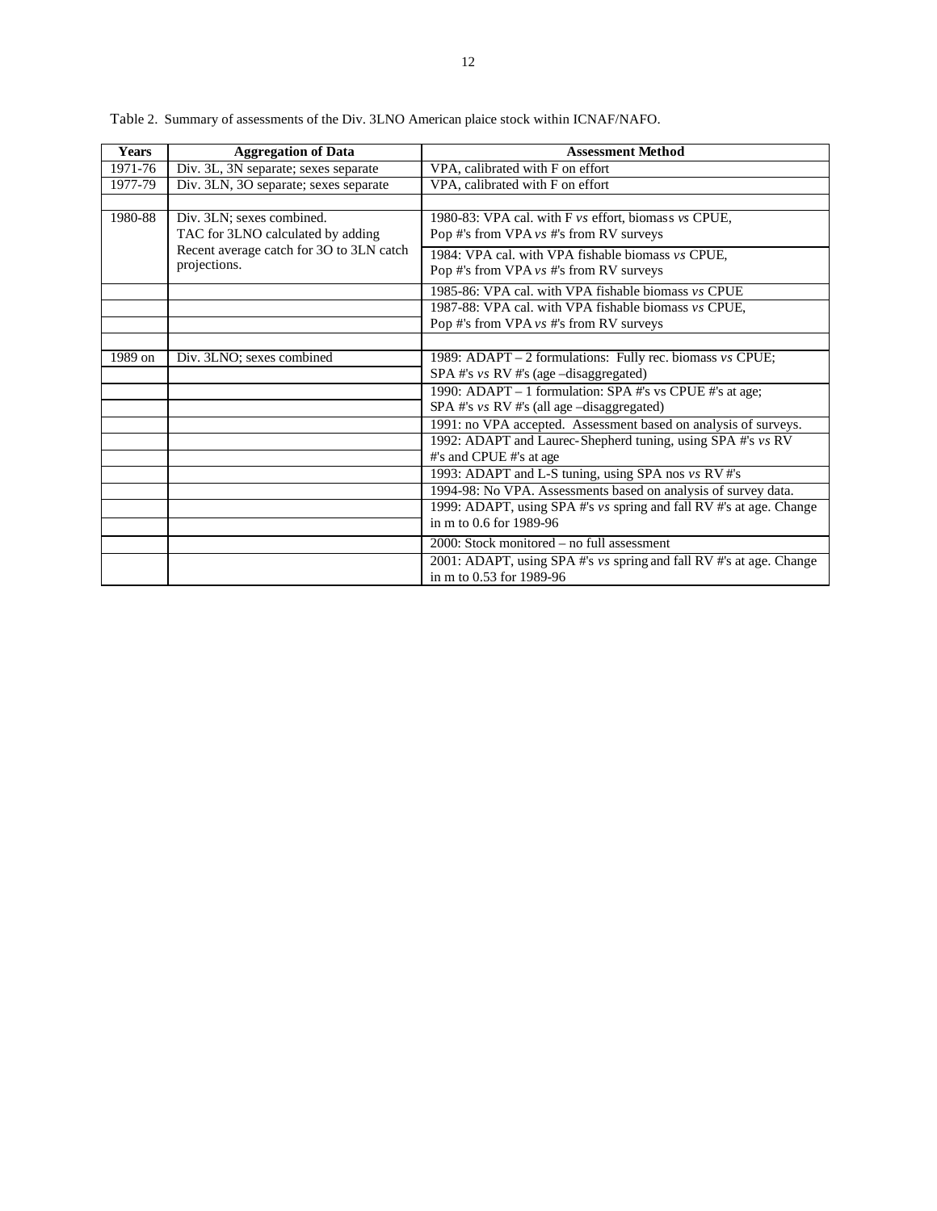Table 2. Summary of assessments of the Div. 3LNO American plaice stock within ICNAF/NAFO.

| Years | Aggregation of Data | Assessment Method |
|---|---|---|
| 1971-76 | Div. 3L, 3N separate; sexes separate | VPA, calibrated with F on effort |
| 1977-79 | Div. 3LN, 3O separate; sexes separate | VPA, calibrated with F on effort |
| | | |
| 1980-88 | Div. 3LN; sexes combined. TAC for 3LNO calculated by adding Recent average catch for 3O to 3LN catch projections. | 1980-83: VPA cal. with F *vs* effort, biomass *vs* CPUE, Pop #'s from VPA *vs* #'s from RV surveys |
| | | 1984: VPA cal. with VPA fishable biomass *vs* CPUE, Pop #'s from VPA *vs* #'s from RV surveys |
| | | 1985-86: VPA cal. with VPA fishable biomass *vs* CPUE |
| | | 1987-88: VPA cal. with VPA fishable biomass *vs* CPUE, Pop #'s from VPA *vs* #'s from RV surveys |
| | | |
| 1989 on | Div. 3LNO; sexes combined | 1989: ADAPT – 2 formulations: Fully rec. biomass *vs* CPUE; SPA #'s *vs* RV #'s (age –disaggregated) |
| | | 1990: ADAPT – 1 formulation: SPA #'s vs CPUE #'s at age; SPA #'s *vs* RV #'s (all age –disaggregated) |
| | | 1991: no VPA accepted. Assessment based on analysis of surveys. |
| | | 1992: ADAPT and Laurec-Shepherd tuning, using SPA #'s *vs* RV #'s and CPUE #'s at age |
| | | 1993: ADAPT and L-S tuning, using SPA nos *vs* RV #'s |
| | | 1994-98: No VPA. Assessments based on analysis of survey data. |
| | | 1999: ADAPT, using SPA #'s *vs* spring and fall RV #'s at age. Change in m to 0.6 for 1989-96 |
| | | 2000: Stock monitored – no full assessment |
| | | 2001: ADAPT, using SPA #'s *vs* spring and fall RV #'s at age. Change in m to 0.53 for 1989-96 |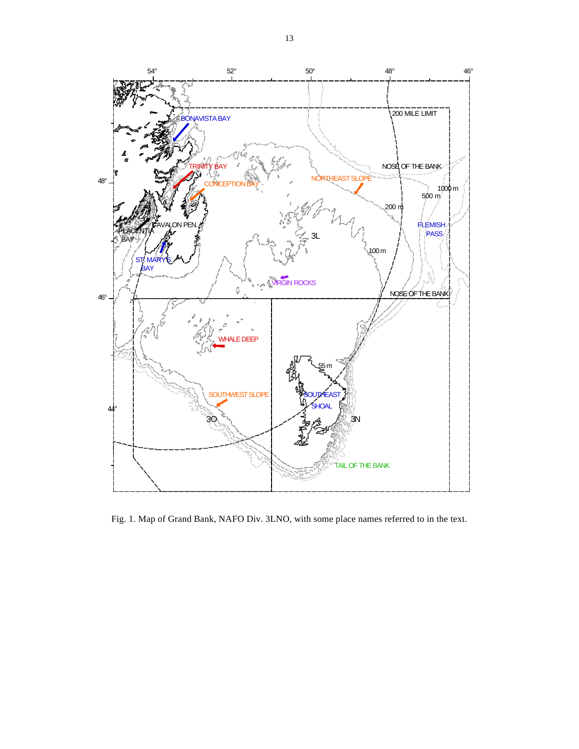54°

52°

50°

48°

46°

200 MILE LIMIT

BONAVISTA BAY

TRINITY BAY

NOSE OF THE BANK

NORTHEAST SLOPE

CONCEPTION BAY

48°

1000 m

500 m

200 m

AVALON PEN.

FLEMISH PASS

PLACENTIA BAY

3L

100 m

ST. MARY'S BAY

VIRGIN ROCKS

46°

NOSE OF THE BANK

WHALE DEEP

55 m

SOUTHWEST SLOPE

SOUTHEAST SHOAL

44°

3O

3N

TAIL OF THE BANK

Fig. 1. Map of Grand Bank, NAFO Div. 3LNO, with some place names referred to in the text.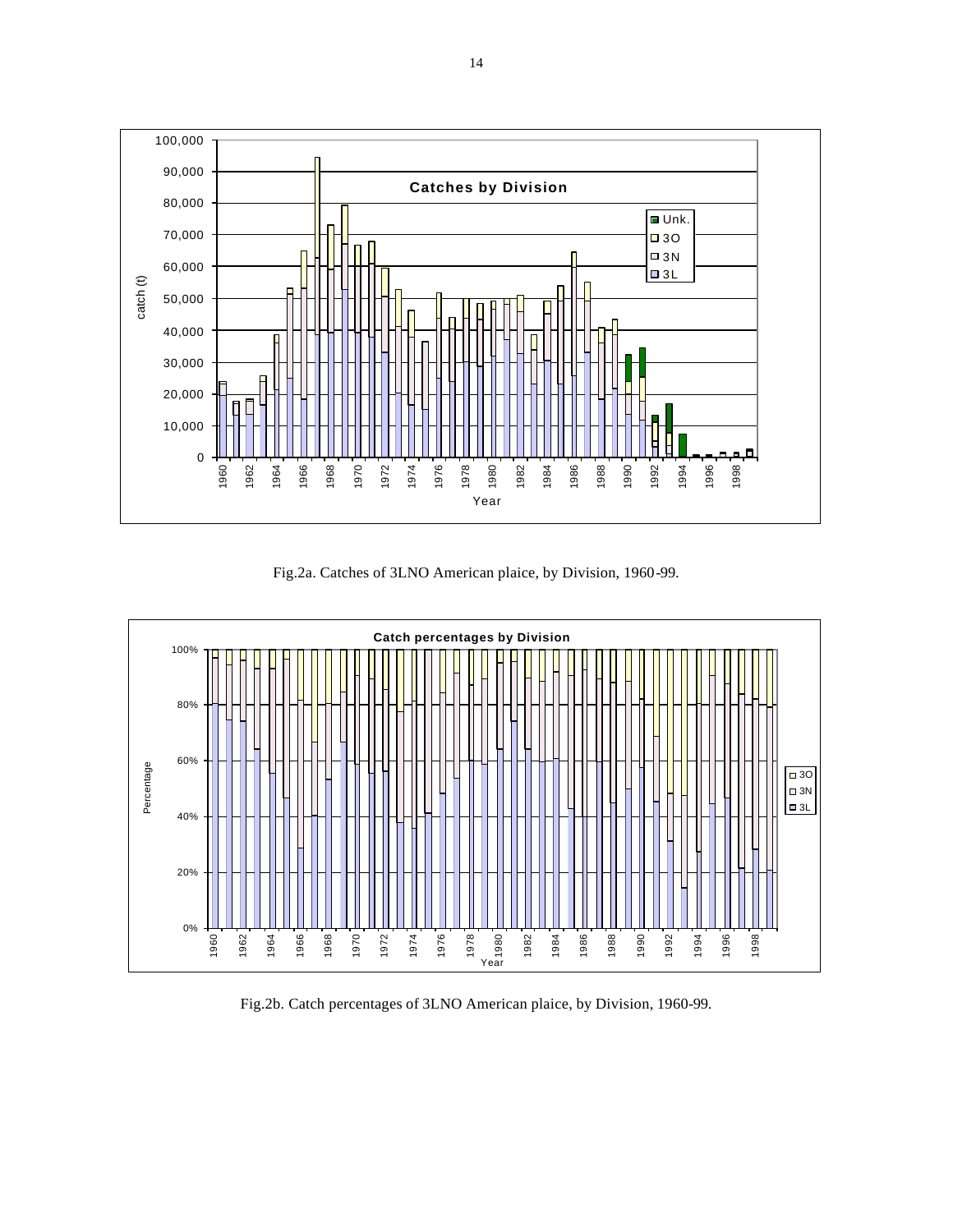Fig.2a. Catches of 3LNO American plaice, by Division, 1960-99.

Fig.2b. Catch percentages of 3LNO American plaice, by Division, 1960-99.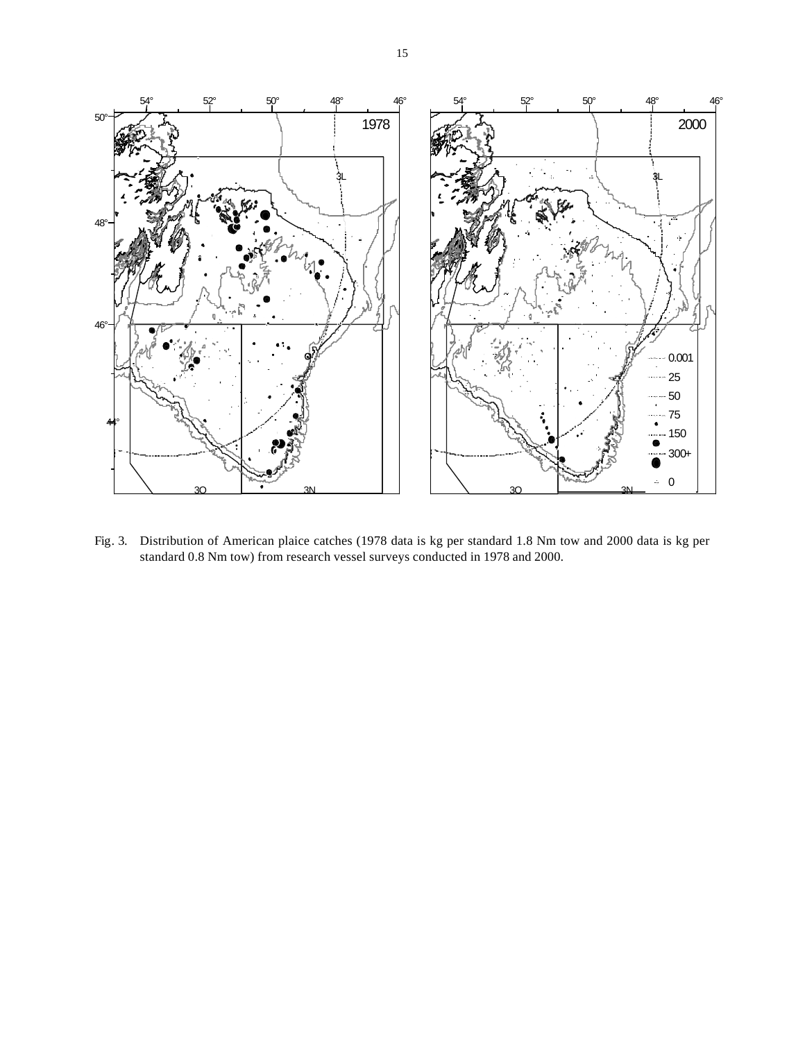54° 52° 50° 48° 46°

50°

48°

46°

44°

1978

3L

3O

3N

54° 52° 50° 48° 46°

2000

3L

3O

3N

0.001

25

50

75

150

300+

0

Fig. 3. Distribution of American plaice catches (1978 data is kg per standard 1.8 Nm tow and 2000 data is kg per standard 0.8 Nm tow) from research vessel surveys conducted in 1978 and 2000.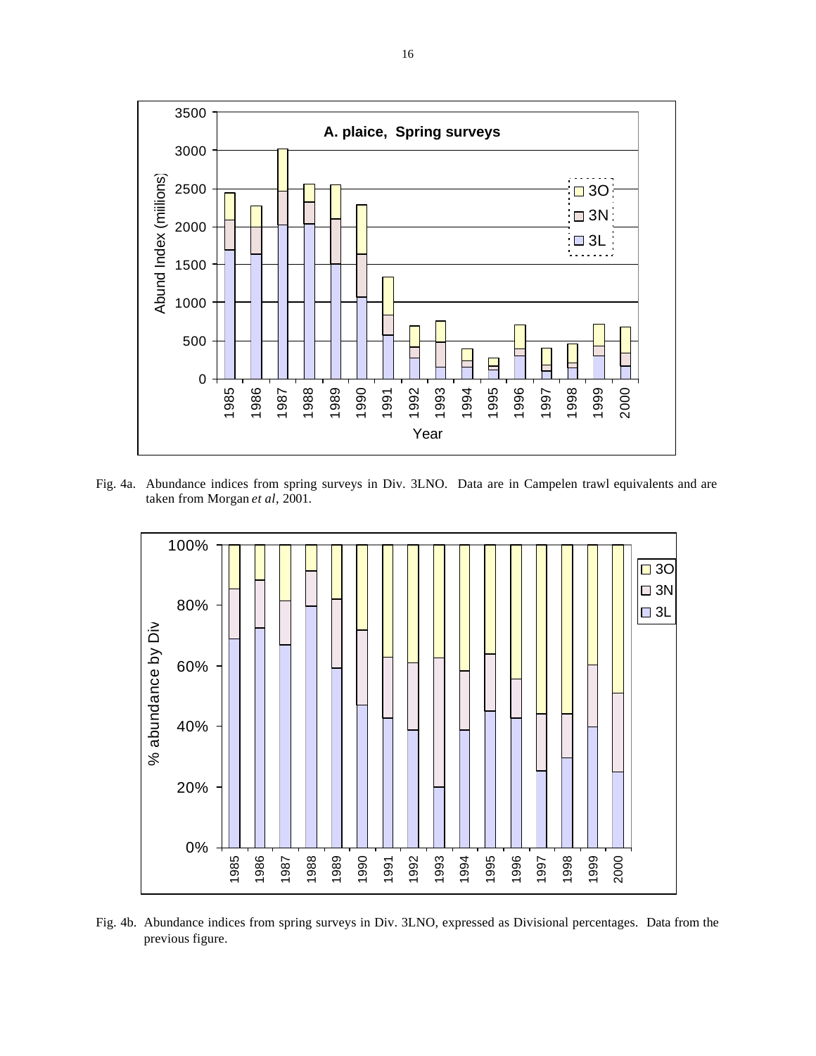A. plaice, Spring surveys

Abund Index (millions)

3500
3000
2500
2000
1500
1000
500
0

1985 1986 1987 1988 1989 1990 1991 1992 1993 1994 1995 1996 1997 1998 1999 2000

Year

3O
3N
3L

Fig. 4a. Abundance indices from spring surveys in Div. 3LNO. Data are in Campelen trawl equivalents and are taken from Morgan *et al*, 2001.

% abundance by Div

100%
80%
60%
40%
20%
0%

1985 1986 1987 1988 1989 1990 1991 1992 1993 1994 1995 1996 1997 1998 1999 2000

3O
3N
3L

Fig. 4b. Abundance indices from spring surveys in Div. 3LNO, expressed as Divisional percentages. Data from the previous figure.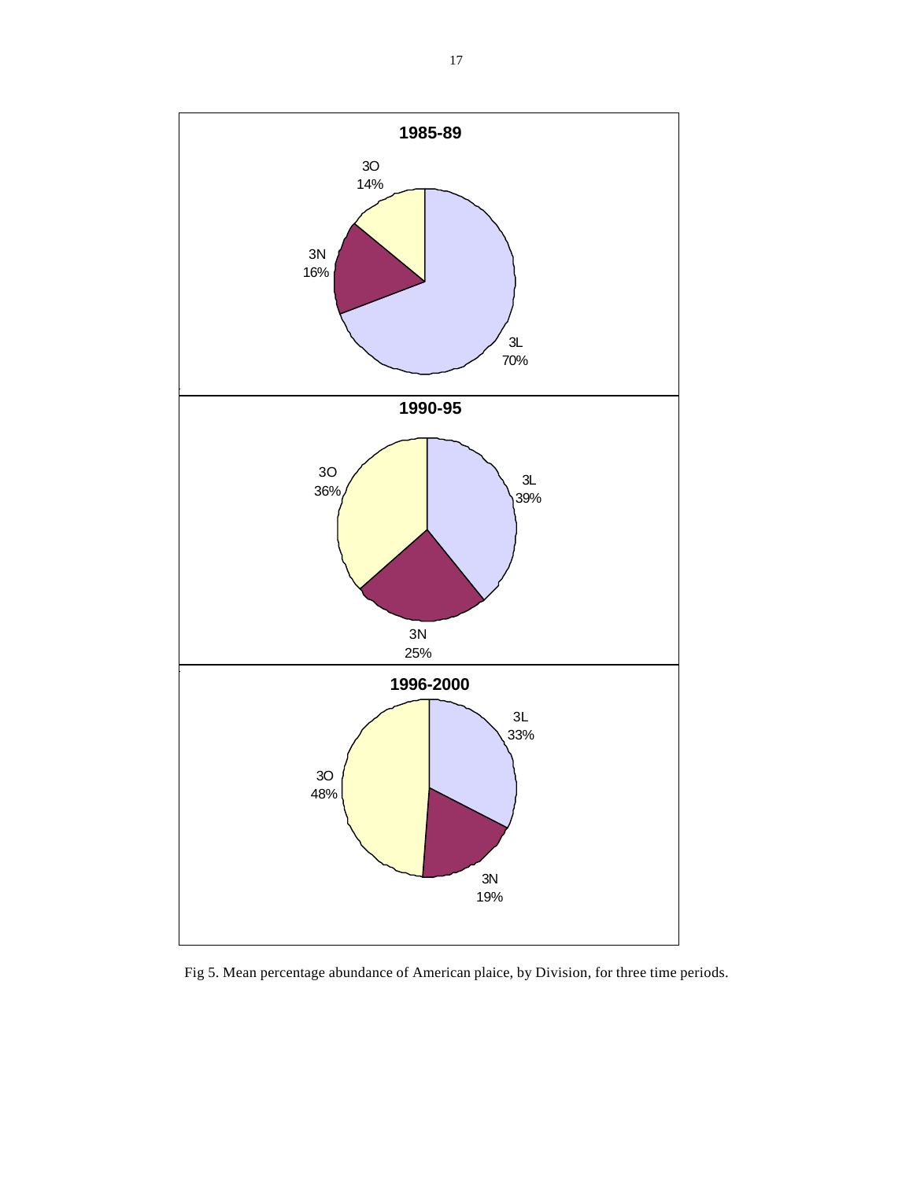**1985-89**

3O
14%

3N
16%

3L
70%

**1990-95**

3O
36%

3L
39%

3N
25%

**1996-2000**

3L
33%

3O
48%

3N
19%

Fig 5. Mean percentage abundance of American plaice, by Division, for three time periods.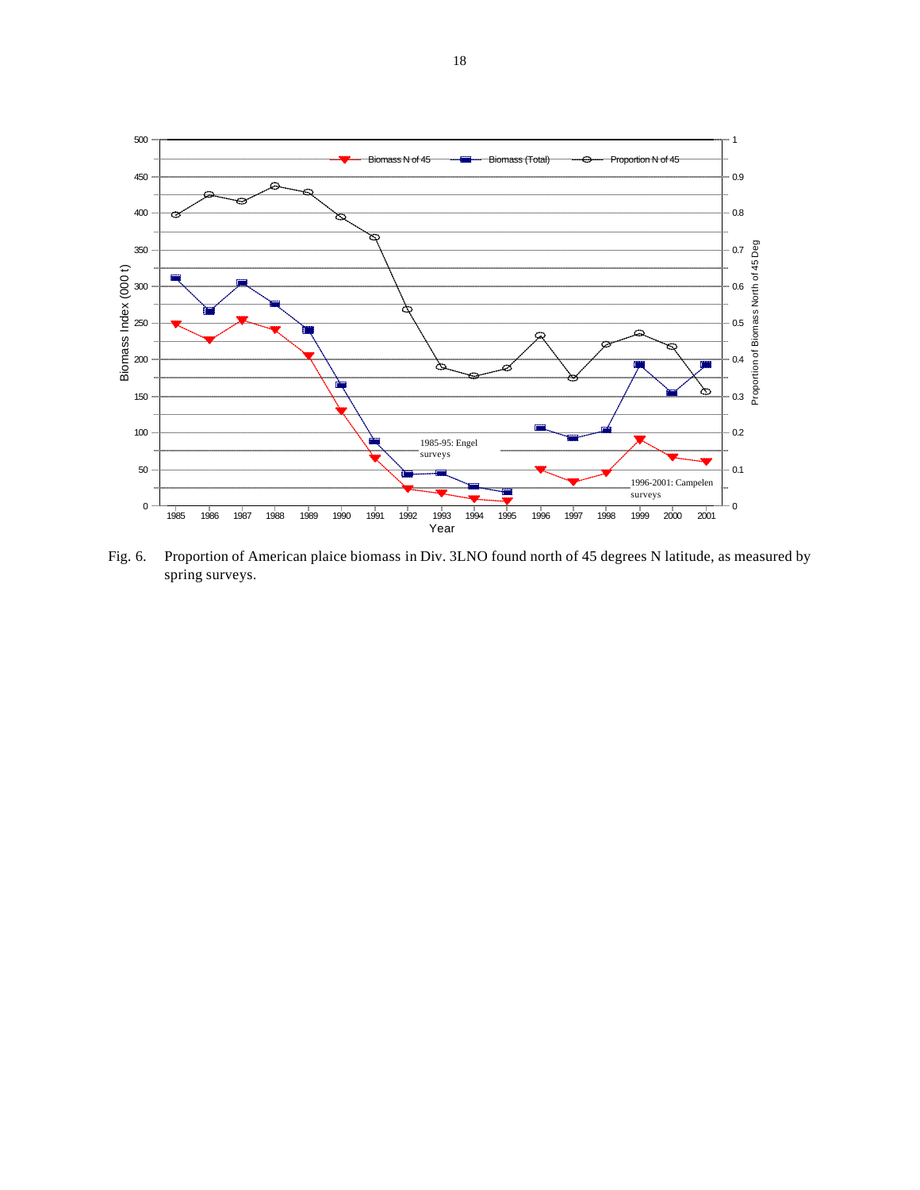500
450
400
350
300
250
200
150
100
50
0

Biomass Index (000 t)

Biomass N of 45
Biomass (Total)
Proportion N of 45

1
0.9
0.8
0.7
0.6
0.5
0.4
0.3
0.2
0.1
0

Proportion of Biomass North of 45 Deg

1985-95: Engel surveys

1996-2001: Campelen surveys

1985 1986 1987 1988 1989 1990 1991 1992 1993 1994 1995 1996 1997 1998 1999 2000 2001

Year

Fig. 6. Proportion of American plaice biomass in Div. 3LNO found north of 45 degrees N latitude, as measured by spring surveys.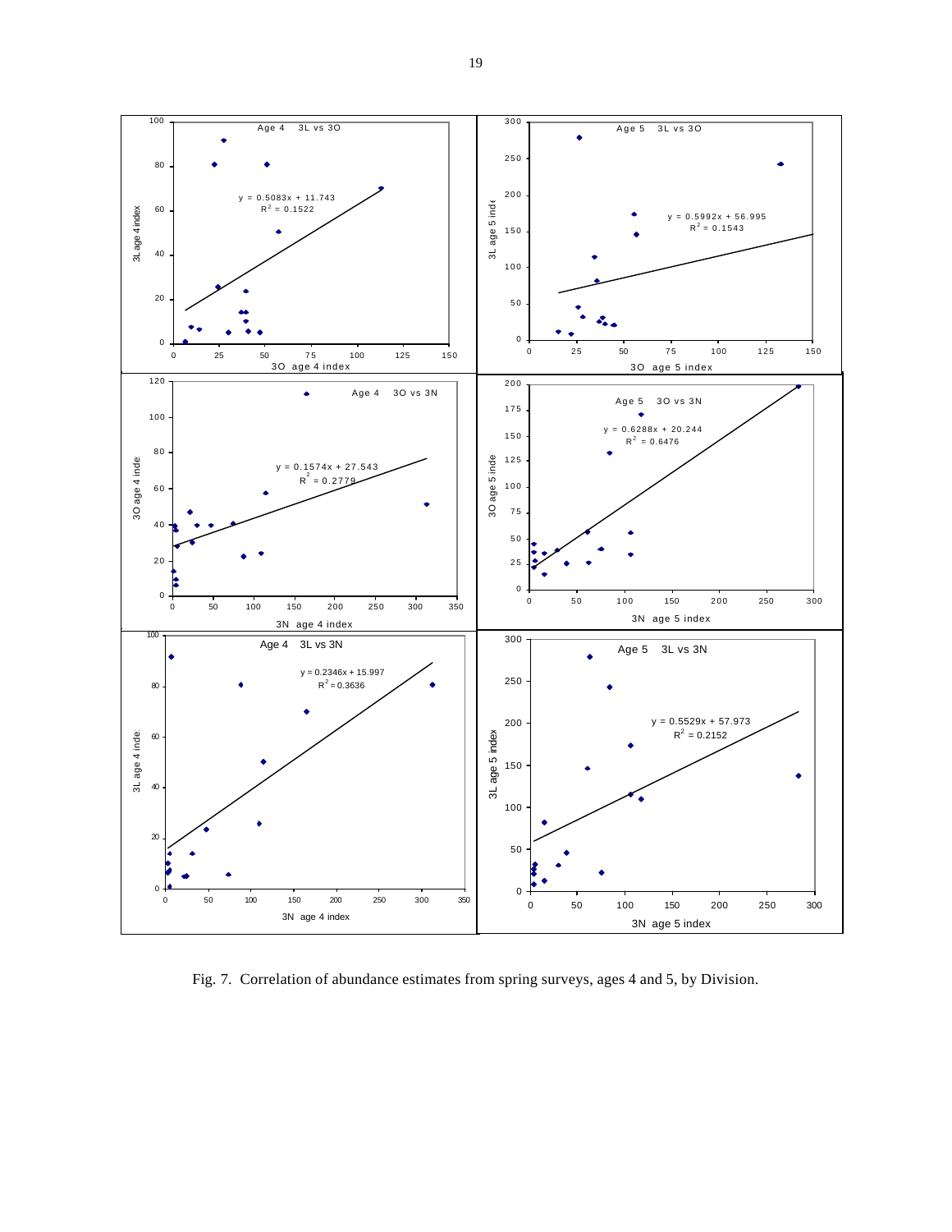Age 4 3L vs 3O

y = 0.5083x + 11.743
$R^2$ = 0.1522

3L age 4 index

3O age 4 index

0 25 50 75 100 125 150

0 20 40 60 80 100

Age 5 3L vs 3O

y = 0.5992x + 56.995
$R^2$ = 0.1543

3L age 5 inde

3O age 5 index

0 25 50 75 100 125 150

0 50 100 150 200 250 300

Age 4 3O vs 3N

y = 0.1574x + 27.543
$R^2$ = 0.2779

3O age 4 inde

3N age 4 index

0 50 100 150 200 250 300 350

0 20 40 60 80 100 120

Age 5 3O vs 3N

y = 0.6288x + 20.244
$R^2$ = 0.6476

3O age 5 inde

3N age 5 index

0 50 100 150 200 250 300

0 25 50 75 100 125 150 175 200

Age 4 3L vs 3N

y = 0.2346x + 15.997
$R^2$ = 0.3636

3L age 4 inde

3N age 4 index

0 50 100 150 200 250 300 350

0 20 40 60 80 100

Age 5 3L vs 3N

y = 0.5529x + 57.973
$R^2$ = 0.2152

3L age 5 index

3N age 5 index

0 50 100 150 200 250 300

0 50 100 150 200 250 300

Fig. 7. Correlation of abundance estimates from spring surveys, ages 4 and 5, by Division.